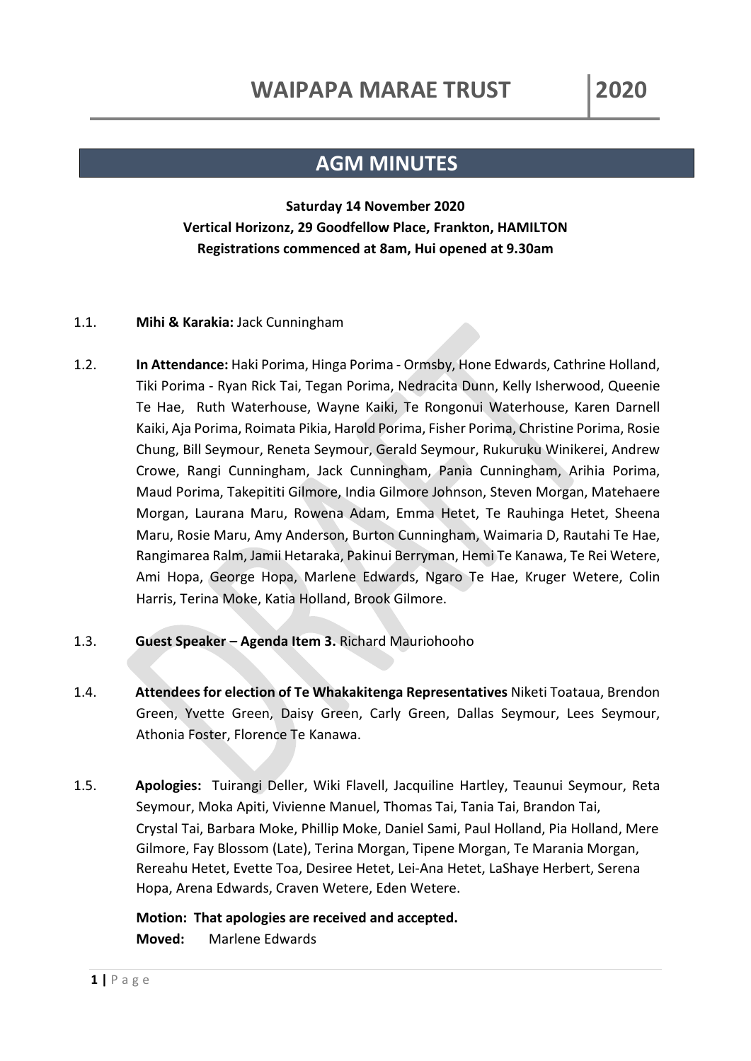# WAIPAPA MARAE TRUST 2020

## AGM MINUTES

**Saturday 14 November 2020**
**Vertical Horizonz, 29 Goodfellow Place, Frankton, HAMILTON**
**Registrations commenced at 8am, Hui opened at 9.30am**

1.1. **Mihi & Karakia:** Jack Cunningham

1.2. **In Attendance:** Haki Porima, Hinga Porima - Ormsby, Hone Edwards, Cathrine Holland, Tiki Porima - Ryan Rick Tai, Tegan Porima, Nedracita Dunn, Kelly Isherwood, Queenie Te Hae, Ruth Waterhouse, Wayne Kaiki, Te Rongonui Waterhouse, Karen Darnell Kaiki, Aja Porima, Roimata Pikia, Harold Porima, Fisher Porima, Christine Porima, Rosie Chung, Bill Seymour, Reneta Seymour, Gerald Seymour, Rukuruku Winikerei, Andrew Crowe, Rangi Cunningham, Jack Cunningham, Pania Cunningham, Arihia Porima, Maud Porima, Takepititi Gilmore, India Gilmore Johnson, Steven Morgan, Matehaere Morgan, Laurana Maru, Rowena Adam, Emma Hetet, Te Rauhinga Hetet, Sheena Maru, Rosie Maru, Amy Anderson, Burton Cunningham, Waimaria D, Rautahi Te Hae, Rangimarea Ralm, Jamii Hetaraka, Pakinui Berryman, Hemi Te Kanawa, Te Rei Wetere, Ami Hopa, George Hopa, Marlene Edwards, Ngaro Te Hae, Kruger Wetere, Colin Harris, Terina Moke, Katia Holland, Brook Gilmore.

1.3. **Guest Speaker – Agenda Item 3.** Richard Mauriohooho

1.4. **Attendees for election of Te Whakakitenga Representatives** Niketi Toataua, Brendon Green, Yvette Green, Daisy Green, Carly Green, Dallas Seymour, Lees Seymour, Athonia Foster, Florence Te Kanawa.

1.5. **Apologies:** Tuirangi Deller, Wiki Flavell, Jacquiline Hartley, Teaunui Seymour, Reta Seymour, Moka Apiti, Vivienne Manuel, Thomas Tai, Tania Tai, Brandon Tai, Crystal Tai, Barbara Moke, Phillip Moke, Daniel Sami, Paul Holland, Pia Holland, Mere Gilmore, Fay Blossom (Late), Terina Morgan, Tipene Morgan, Te Marania Morgan, Rereahu Hetet, Evette Toa, Desiree Hetet, Lei-Ana Hetet, LaShaye Herbert, Serena Hopa, Arena Edwards, Craven Wetere, Eden Wetere.

**Motion: That apologies are received and accepted.**
**Moved:** Marlene Edwards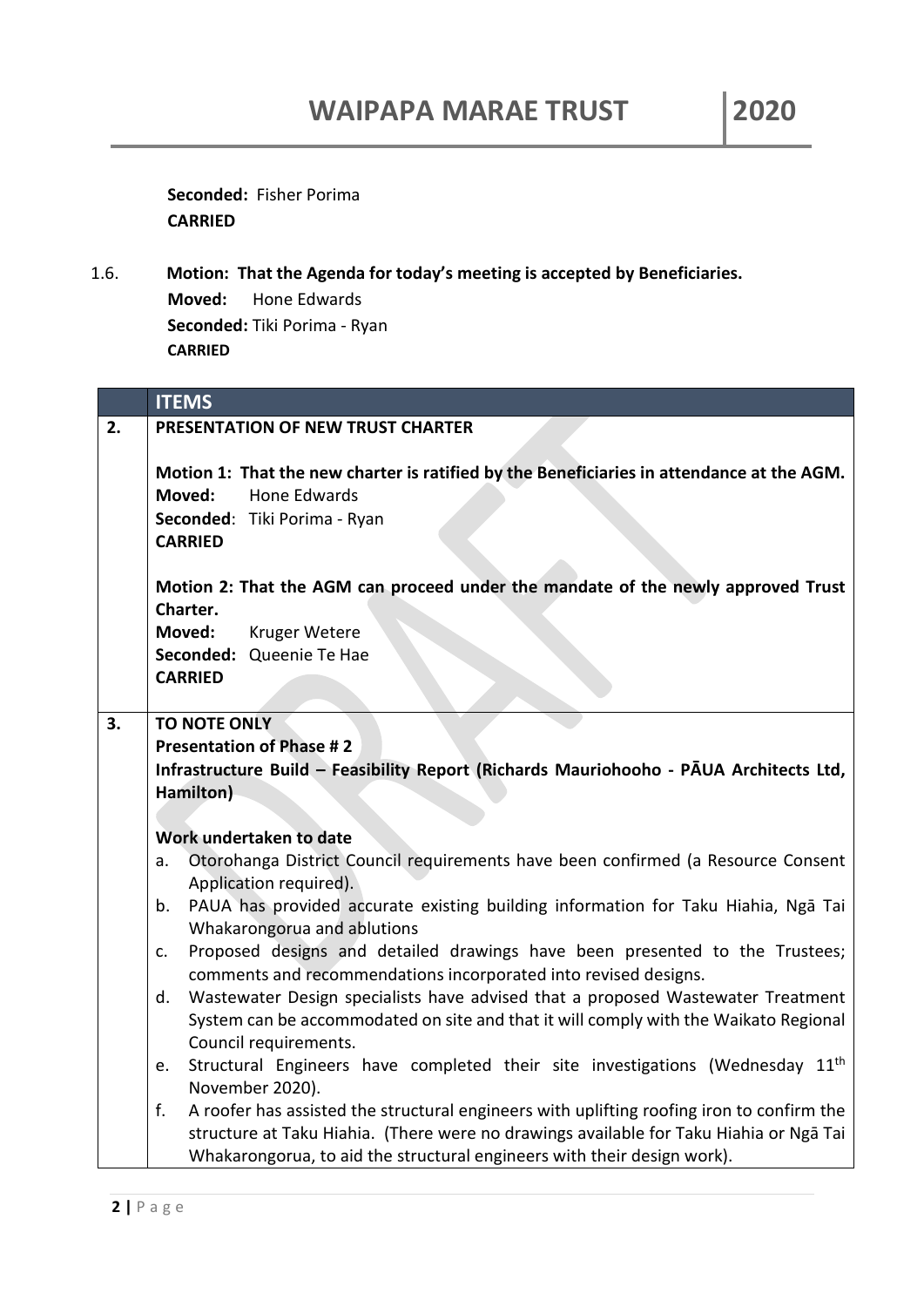**Seconded:** Fisher Porima
**CARRIED**

1.6. **Motion: That the Agenda for today's meeting is accepted by Beneficiaries.**
**Moved:** Hone Edwards
**Seconded:** Tiki Porima - Ryan
**CARRIED**

| | ITEMS |
|---|---|
| 2. | **PRESENTATION OF NEW TRUST CHARTER**<br><br>**Motion 1: That the new charter is ratified by the Beneficiaries in attendance at the AGM.**<br>**Moved:** Hone Edwards<br>**Seconded**: Tiki Porima - Ryan<br>**CARRIED**<br><br>**Motion 2: That the AGM can proceed under the mandate of the newly approved Trust Charter.**<br>**Moved:** Kruger Wetere<br>**Seconded:** Queenie Te Hae<br>**CARRIED** |
| 3. | **TO NOTE ONLY**<br>**Presentation of Phase # 2**<br>**Infrastructure Build – Feasibility Report (Richards Mauriohooho - PĀUA Architects Ltd, Hamilton)**<br><br>**Work undertaken to date**<br>a. Otorohanga District Council requirements have been confirmed (a Resource Consent Application required).<br>b. PAUA has provided accurate existing building information for Taku Hiahia, Ngā Tai Whakarongorua and ablutions<br>c. Proposed designs and detailed drawings have been presented to the Trustees; comments and recommendations incorporated into revised designs.<br>d. Wastewater Design specialists have advised that a proposed Wastewater Treatment System can be accommodated on site and that it will comply with the Waikato Regional Council requirements.<br>e. Structural Engineers have completed their site investigations (Wednesday 11th November 2020).<br>f. A roofer has assisted the structural engineers with uplifting roofing iron to confirm the structure at Taku Hiahia. (There were no drawings available for Taku Hiahia or Ngā Tai Whakarongorua, to aid the structural engineers with their design work). |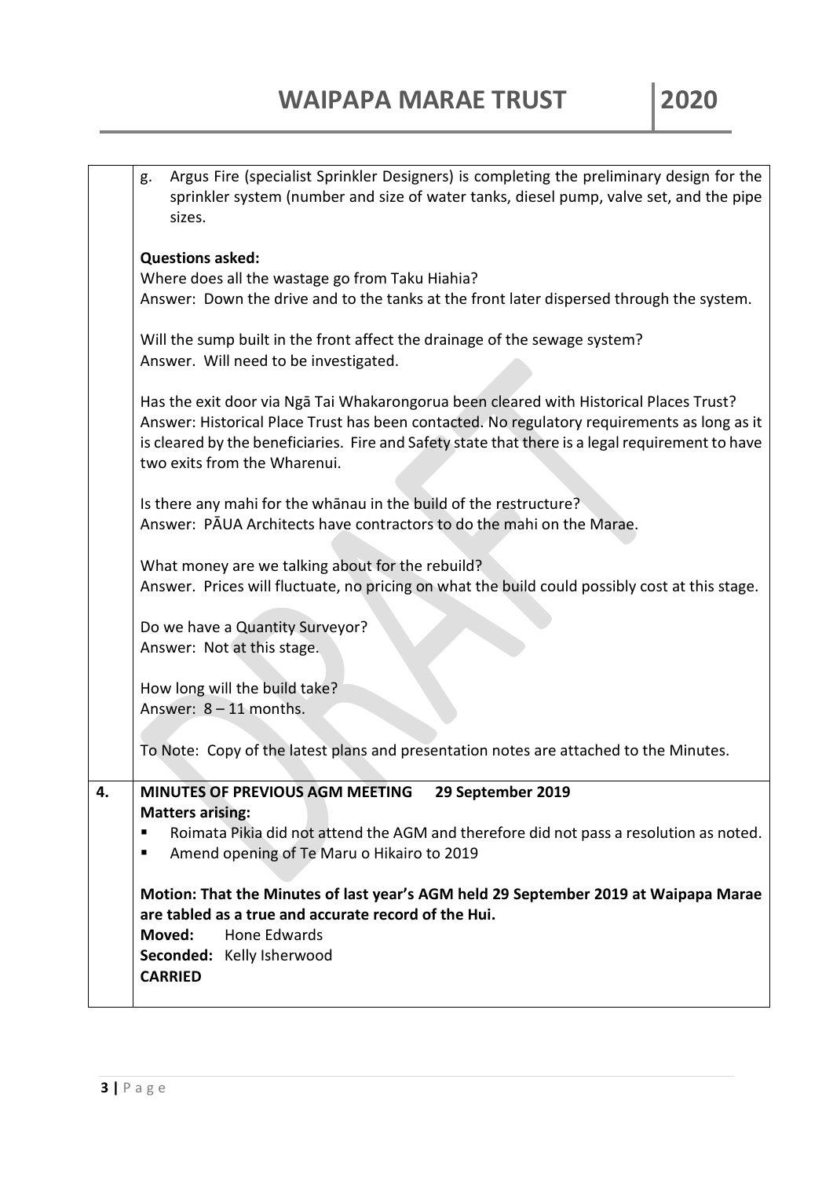|  |  |
|---|---|
|  | g. Argus Fire (specialist Sprinkler Designers) is completing the preliminary design for the sprinkler system (number and size of water tanks, diesel pump, valve set, and the pipe sizes.<br><br>**Questions asked:**<br>Where does all the wastage go from Taku Hiahia?<br>Answer: Down the drive and to the tanks at the front later dispersed through the system.<br><br>Will the sump built in the front affect the drainage of the sewage system?<br>Answer. Will need to be investigated.<br><br>Has the exit door via Ngā Tai Whakarongorua been cleared with Historical Places Trust?<br>Answer: Historical Place Trust has been contacted. No regulatory requirements as long as it is cleared by the beneficiaries. Fire and Safety state that there is a legal requirement to have two exits from the Wharenui.<br><br>Is there any mahi for the whānau in the build of the restructure?<br>Answer: PĀUA Architects have contractors to do the mahi on the Marae.<br><br>What money are we talking about for the rebuild?<br>Answer. Prices will fluctuate, no pricing on what the build could possibly cost at this stage.<br><br>Do we have a Quantity Surveyor?<br>Answer: Not at this stage.<br><br>How long will the build take?<br>Answer: 8 – 11 months.<br><br>To Note: Copy of the latest plans and presentation notes are attached to the Minutes. |
| **4.** | **MINUTES OF PREVIOUS AGM MEETING 29 September 2019**<br>**Matters arising:**<br>▪ Roimata Pikia did not attend the AGM and therefore did not pass a resolution as noted.<br>▪ Amend opening of Te Maru o Hikairo to 2019<br><br>**Motion: That the Minutes of last year's AGM held 29 September 2019 at Waipapa Marae are tabled as a true and accurate record of the Hui.**<br>**Moved:** Hone Edwards<br>**Seconded:** Kelly Isherwood<br>**CARRIED** |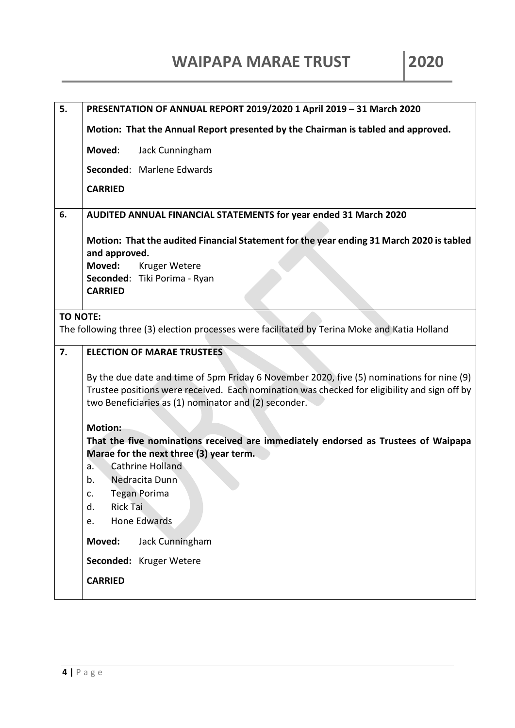| | |
|---|---|
| **5.** | **PRESENTATION OF ANNUAL REPORT 2019/2020 1 April 2019 – 31 March 2020**<br><br>**Motion: That the Annual Report presented by the Chairman is tabled and approved.**<br><br>**Moved**: Jack Cunningham<br><br>**Seconded**: Marlene Edwards<br><br>**CARRIED** |
| **6.** | **AUDITED ANNUAL FINANCIAL STATEMENTS for year ended 31 March 2020**<br><br>**Motion: That the audited Financial Statement for the year ending 31 March 2020 is tabled and approved.**<br>**Moved:** Kruger Wetere<br>**Seconded**: Tiki Porima - Ryan<br>**CARRIED** |
| **TO NOTE:**<br>The following three (3) election processes were facilitated by Terina Moke and Katia Holland | |
| **7.** | **ELECTION OF MARAE TRUSTEES**<br><br>By the due date and time of 5pm Friday 6 November 2020, five (5) nominations for nine (9) Trustee positions were received. Each nomination was checked for eligibility and sign off by two Beneficiaries as (1) nominator and (2) seconder.<br><br>**Motion:**<br>**That the five nominations received are immediately endorsed as Trustees of Waipapa Marae for the next three (3) year term.**<br>a. Cathrine Holland<br>b. Nedracita Dunn<br>c. Tegan Porima<br>d. Rick Tai<br>e. Hone Edwards<br><br>**Moved:** Jack Cunningham<br><br>**Seconded:** Kruger Wetere<br><br>**CARRIED** |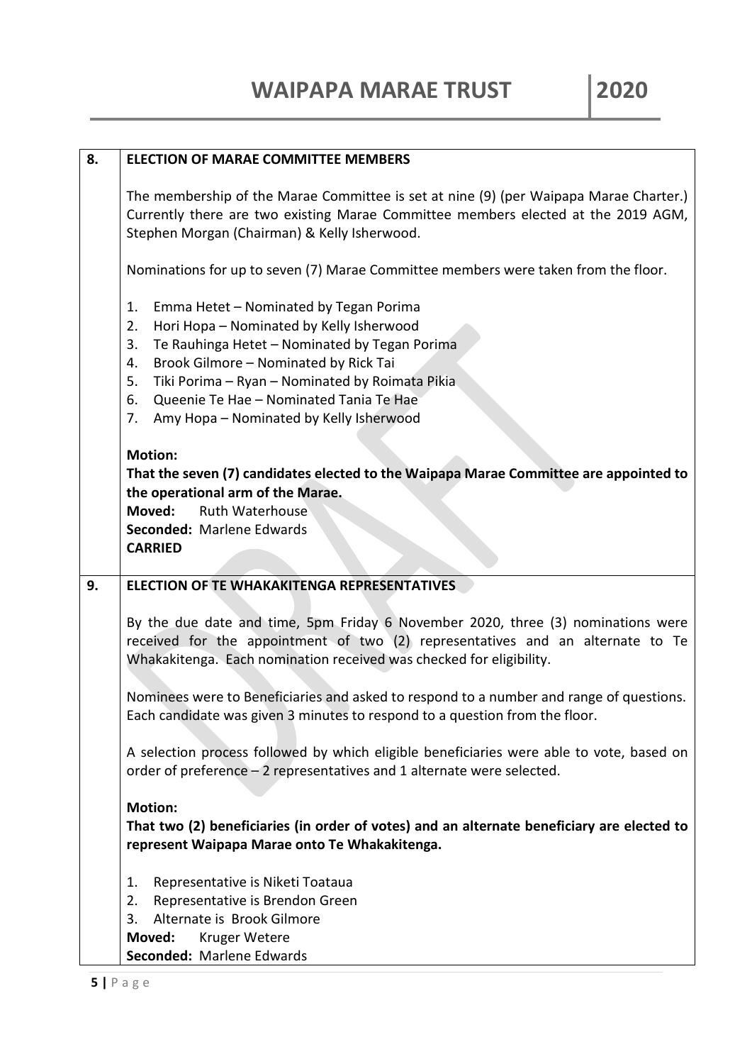| | |
|---|---|
| **8.** | **ELECTION OF MARAE COMMITTEE MEMBERS**<br><br>The membership of the Marae Committee is set at nine (9) (per Waipapa Marae Charter.) Currently there are two existing Marae Committee members elected at the 2019 AGM, Stephen Morgan (Chairman) & Kelly Isherwood.<br><br>Nominations for up to seven (7) Marae Committee members were taken from the floor.<br><br>1. Emma Hetet – Nominated by Tegan Porima<br>2. Hori Hopa – Nominated by Kelly Isherwood<br>3. Te Rauhinga Hetet – Nominated by Tegan Porima<br>4. Brook Gilmore – Nominated by Rick Tai<br>5. Tiki Porima – Ryan – Nominated by Roimata Pikia<br>6. Queenie Te Hae – Nominated Tania Te Hae<br>7. Amy Hopa – Nominated by Kelly Isherwood<br><br>**Motion:**<br>**That the seven (7) candidates elected to the Waipapa Marae Committee are appointed to the operational arm of the Marae.**<br>**Moved:** Ruth Waterhouse<br>**Seconded:** Marlene Edwards<br>**CARRIED** |
| **9.** | **ELECTION OF TE WHAKAKITENGA REPRESENTATIVES**<br><br>By the due date and time, 5pm Friday 6 November 2020, three (3) nominations were received for the appointment of two (2) representatives and an alternate to Te Whakakitenga. Each nomination received was checked for eligibility.<br><br>Nominees were to Beneficiaries and asked to respond to a number and range of questions. Each candidate was given 3 minutes to respond to a question from the floor.<br><br>A selection process followed by which eligible beneficiaries were able to vote, based on order of preference – 2 representatives and 1 alternate were selected.<br><br>**Motion:**<br>**That two (2) beneficiaries (in order of votes) and an alternate beneficiary are elected to represent Waipapa Marae onto Te Whakakitenga.**<br><br>1. Representative is Niketi Toataua<br>2. Representative is Brendon Green<br>3. Alternate is Brook Gilmore<br>**Moved:** Kruger Wetere<br>**Seconded:** Marlene Edwards |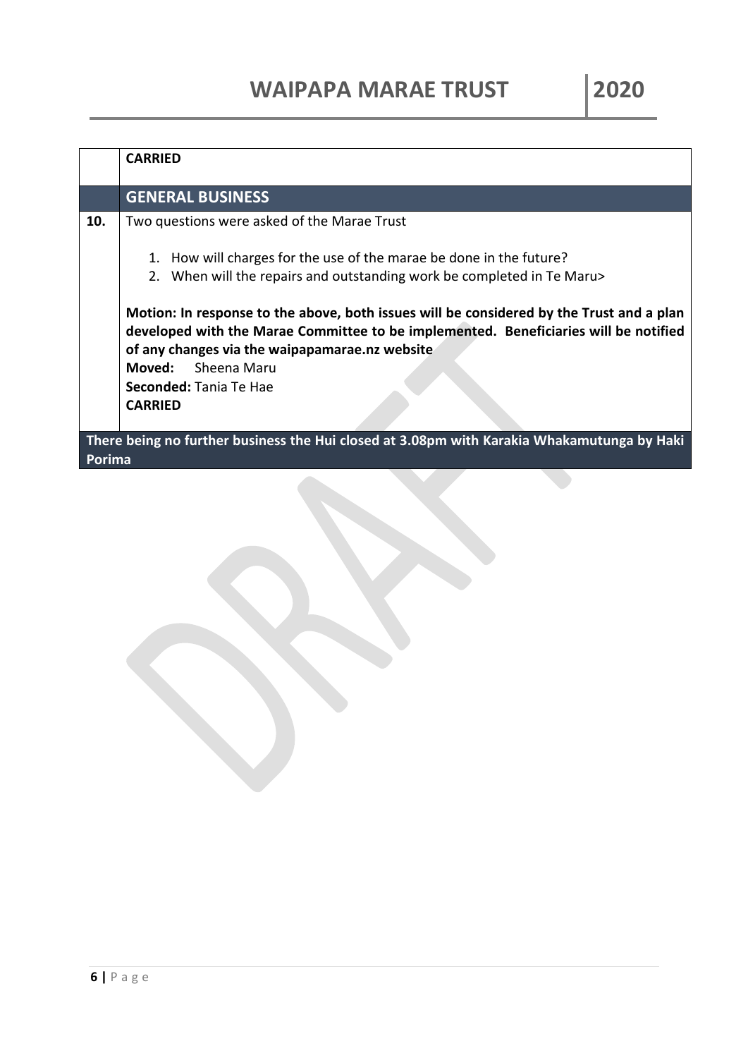| | |
|---|---|
| | **CARRIED** |
| | **GENERAL BUSINESS** |
| **10.** | Two questions were asked of the Marae Trust<br><br>1. How will charges for the use of the marae be done in the future?<br>2. When will the repairs and outstanding work be completed in Te Maru><br><br>**Motion: In response to the above, both issues will be considered by the Trust and a plan developed with the Marae Committee to be implemented. Beneficiaries will be notified of any changes via the waipapamarae.nz website**<br>**Moved:** Sheena Maru<br>**Seconded:** Tania Te Hae<br>**CARRIED** |
| **There being no further business the Hui closed at 3.08pm with Karakia Whakamutunga by Haki Porima** | |

DRAFT